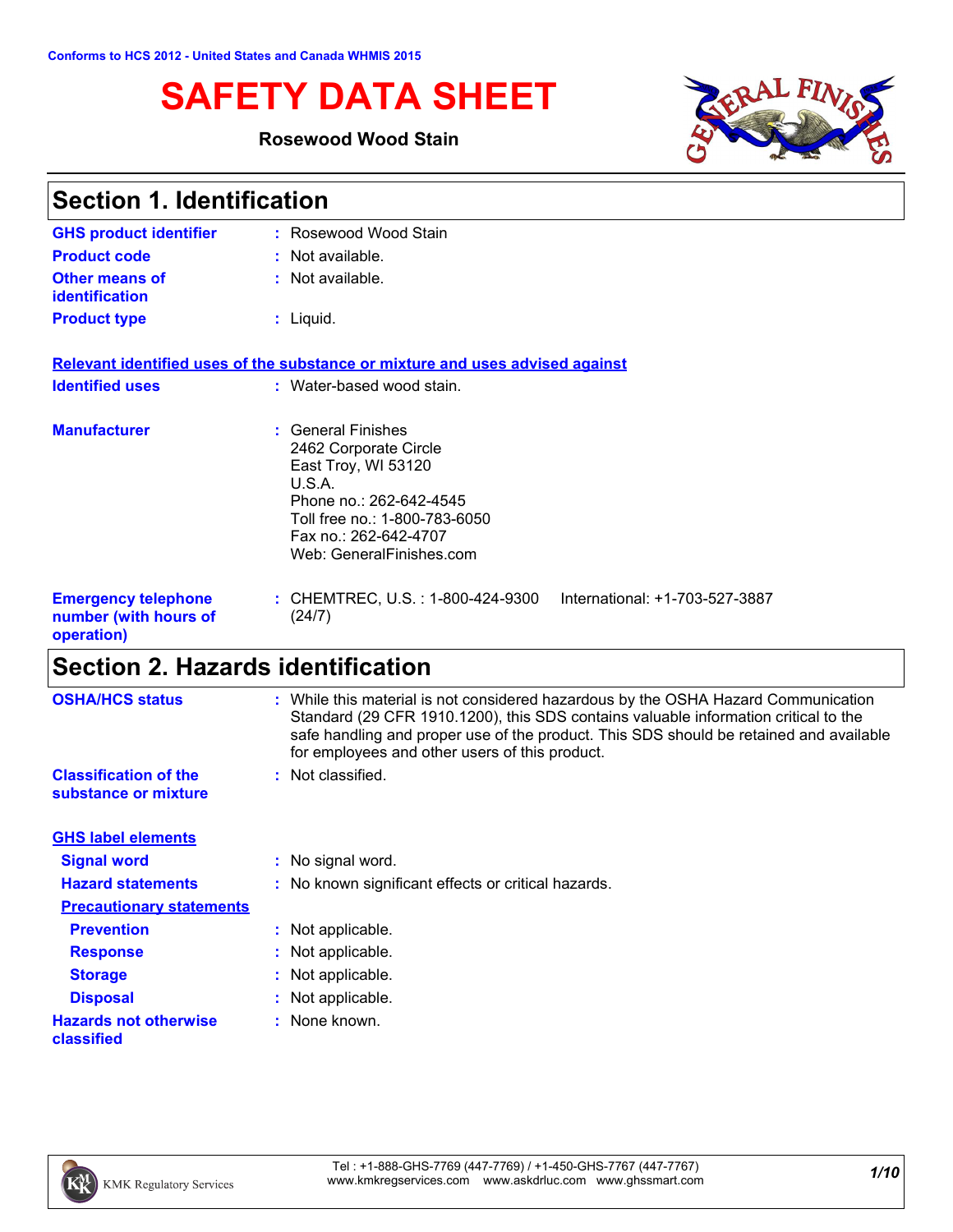Conforms to HCS 2012 - United States and Canada WHMIS 2015

# SAFETY DATA SHEET

**Rosewood Wood Stain**

## Section 1. Identification

**GHS product identifier** : Rosewood Wood Stain

**Product code** : Not available.

**Other means of identification** : Not available.

**Product type** : Liquid.

**Relevant identified uses of the substance or mixture and uses advised against**

**Identified uses** : Water-based wood stain.

**Manufacturer** : General Finishes
2462 Corporate Circle
East Troy, WI 53120
U.S.A.
Phone no.: 262-642-4545
Toll free no.: 1-800-783-6050
Fax no.: 262-642-4707
Web: GeneralFinishes.com

**Emergency telephone number (with hours of operation)** : CHEMTREC, U.S. : 1-800-424-9300 International: +1-703-527-3887 (24/7)

## Section 2. Hazards identification

**OSHA/HCS status** : While this material is not considered hazardous by the OSHA Hazard Communication Standard (29 CFR 1910.1200), this SDS contains valuable information critical to the safe handling and proper use of the product. This SDS should be retained and available for employees and other users of this product.

**Classification of the substance or mixture** : Not classified.

**GHS label elements**

**Signal word** : No signal word.

**Hazard statements** : No known significant effects or critical hazards.

**Precautionary statements**

**Prevention** : Not applicable.

**Response** : Not applicable.

**Storage** : Not applicable.

**Disposal** : Not applicable.

**Hazards not otherwise classified** : None known.

Tel : +1-888-GHS-7769 (447-7769) / +1-450-GHS-7767 (447-7767)
www.kmkregservices.com www.askdrluc.com www.ghssmart.com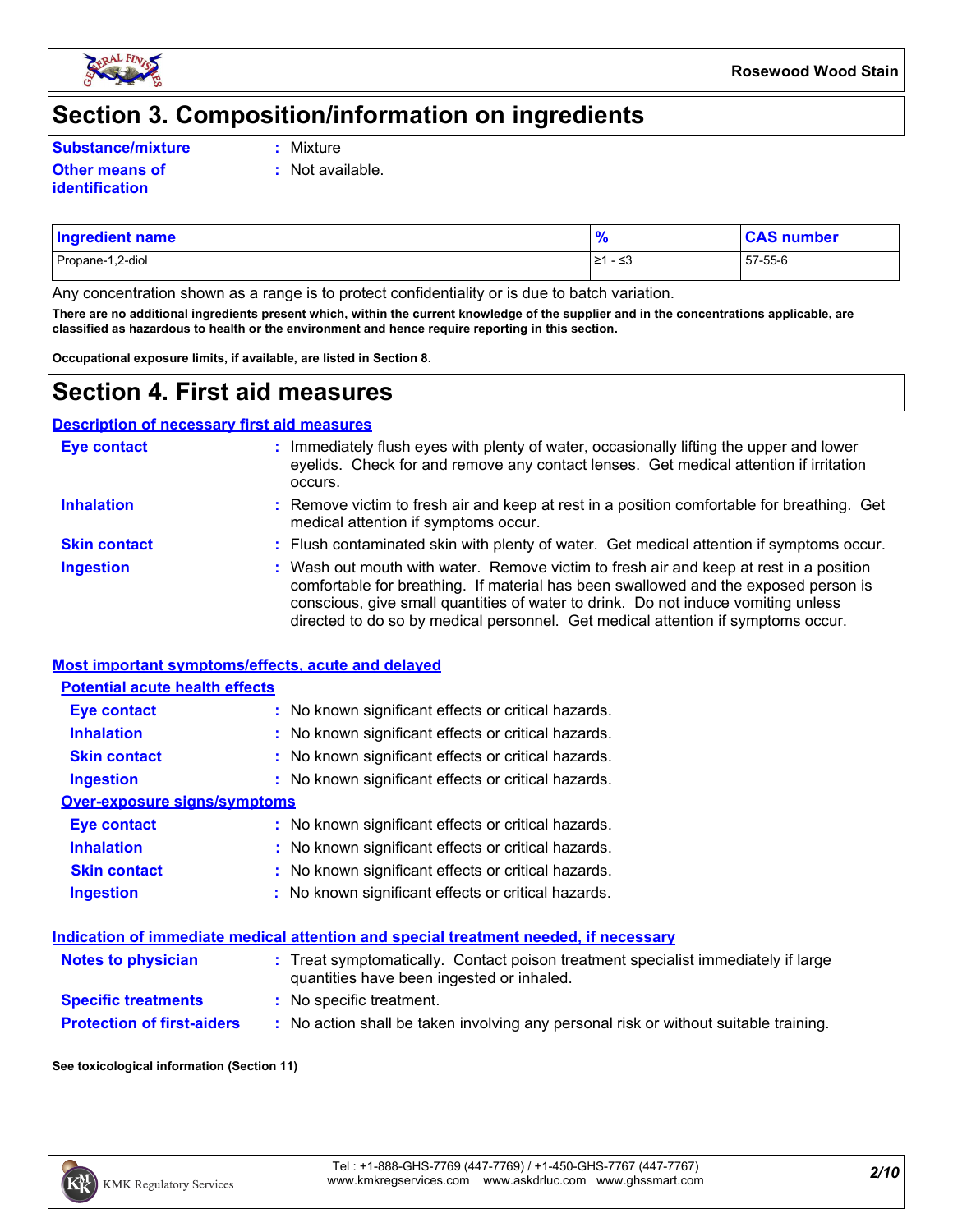# Section 3. Composition/information on ingredients

**Substance/mixture** : Mixture

**Other means of identification** : Not available.

| Ingredient name | % | CAS number |
| --- | --- | --- |
| Propane-1,2-diol | ≥1 - ≤3 | 57-55-6 |

Any concentration shown as a range is to protect confidentiality or is due to batch variation.

**There are no additional ingredients present which, within the current knowledge of the supplier and in the concentrations applicable, are classified as hazardous to health or the environment and hence require reporting in this section.**

**Occupational exposure limits, if available, are listed in Section 8.**

# Section 4. First aid measures

## Description of necessary first aid measures

**Eye contact** : Immediately flush eyes with plenty of water, occasionally lifting the upper and lower eyelids. Check for and remove any contact lenses. Get medical attention if irritation occurs.

**Inhalation** : Remove victim to fresh air and keep at rest in a position comfortable for breathing. Get medical attention if symptoms occur.

**Skin contact** : Flush contaminated skin with plenty of water. Get medical attention if symptoms occur.

**Ingestion** : Wash out mouth with water. Remove victim to fresh air and keep at rest in a position comfortable for breathing. If material has been swallowed and the exposed person is conscious, give small quantities of water to drink. Do not induce vomiting unless directed to do so by medical personnel. Get medical attention if symptoms occur.

## Most important symptoms/effects, acute and delayed

### Potential acute health effects

**Eye contact** : No known significant effects or critical hazards.

**Inhalation** : No known significant effects or critical hazards.

**Skin contact** : No known significant effects or critical hazards.

**Ingestion** : No known significant effects or critical hazards.

### Over-exposure signs/symptoms

**Eye contact** : No known significant effects or critical hazards.

**Inhalation** : No known significant effects or critical hazards.

**Skin contact** : No known significant effects or critical hazards.

**Ingestion** : No known significant effects or critical hazards.

## Indication of immediate medical attention and special treatment needed, if necessary

**Notes to physician** : Treat symptomatically. Contact poison treatment specialist immediately if large quantities have been ingested or inhaled.

**Specific treatments** : No specific treatment.

**Protection of first-aiders** : No action shall be taken involving any personal risk or without suitable training.

**See toxicological information (Section 11)**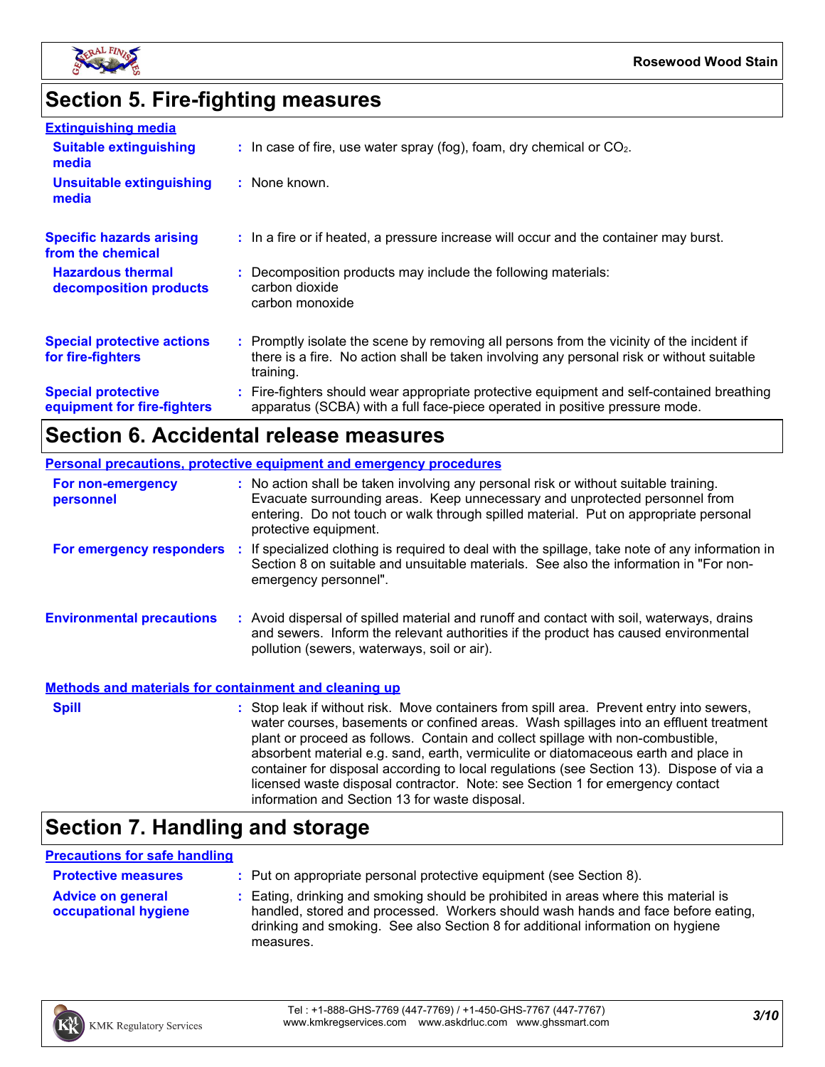## Section 5. Fire-fighting measures

**Extinguishing media**

**Suitable extinguishing media** : In case of fire, use water spray (fog), foam, dry chemical or $CO_2$.

**Unsuitable extinguishing media** : None known.

**Specific hazards arising from the chemical** : In a fire or if heated, a pressure increase will occur and the container may burst.

**Hazardous thermal decomposition products** : Decomposition products may include the following materials:
carbon dioxide
carbon monoxide

**Special protective actions for fire-fighters** : Promptly isolate the scene by removing all persons from the vicinity of the incident if there is a fire. No action shall be taken involving any personal risk or without suitable training.

**Special protective equipment for fire-fighters** : Fire-fighters should wear appropriate protective equipment and self-contained breathing apparatus (SCBA) with a full face-piece operated in positive pressure mode.

## Section 6. Accidental release measures

**Personal precautions, protective equipment and emergency procedures**

**For non-emergency personnel** : No action shall be taken involving any personal risk or without suitable training. Evacuate surrounding areas. Keep unnecessary and unprotected personnel from entering. Do not touch or walk through spilled material. Put on appropriate personal protective equipment.

**For emergency responders** : If specialized clothing is required to deal with the spillage, take note of any information in Section 8 on suitable and unsuitable materials. See also the information in "For non-emergency personnel".

**Environmental precautions** : Avoid dispersal of spilled material and runoff and contact with soil, waterways, drains and sewers. Inform the relevant authorities if the product has caused environmental pollution (sewers, waterways, soil or air).

**Methods and materials for containment and cleaning up**

**Spill** : Stop leak if without risk. Move containers from spill area. Prevent entry into sewers, water courses, basements or confined areas. Wash spillages into an effluent treatment plant or proceed as follows. Contain and collect spillage with non-combustible, absorbent material e.g. sand, earth, vermiculite or diatomaceous earth and place in container for disposal according to local regulations (see Section 13). Dispose of via a licensed waste disposal contractor. Note: see Section 1 for emergency contact information and Section 13 for waste disposal.

## Section 7. Handling and storage

**Precautions for safe handling**

**Protective measures** : Put on appropriate personal protective equipment (see Section 8).

**Advice on general occupational hygiene** : Eating, drinking and smoking should be prohibited in areas where this material is handled, stored and processed. Workers should wash hands and face before eating, drinking and smoking. See also Section 8 for additional information on hygiene measures.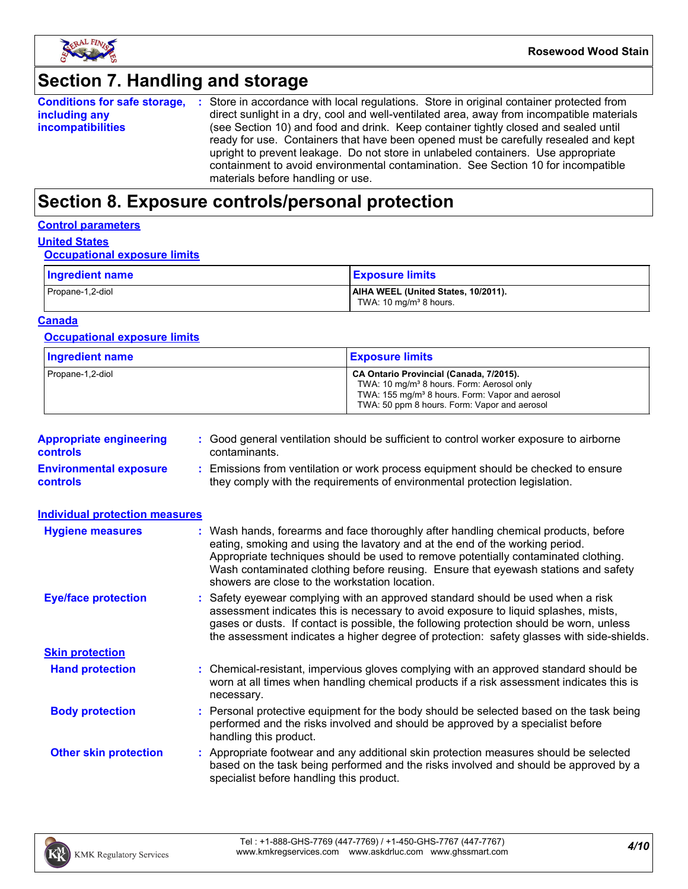# Section 7. Handling and storage

**Conditions for safe storage, including any incompatibilities** : Store in accordance with local regulations. Store in original container protected from direct sunlight in a dry, cool and well-ventilated area, away from incompatible materials (see Section 10) and food and drink. Keep container tightly closed and sealed until ready for use. Containers that have been opened must be carefully resealed and kept upright to prevent leakage. Do not store in unlabeled containers. Use appropriate containment to avoid environmental contamination. See Section 10 for incompatible materials before handling or use.

# Section 8. Exposure controls/personal protection

## Control parameters

### United States

#### Occupational exposure limits

| Ingredient name | Exposure limits |
|---|---|
| Propane-1,2-diol | **AIHA WEEL (United States, 10/2011).**<br>TWA: 10 mg/m³ 8 hours. |

### Canada

#### Occupational exposure limits

| Ingredient name | Exposure limits |
|---|---|
| Propane-1,2-diol | **CA Ontario Provincial (Canada, 7/2015).**<br>TWA: 10 mg/m³ 8 hours. Form: Aerosol only<br>TWA: 155 mg/m³ 8 hours. Form: Vapor and aerosol<br>TWA: 50 ppm 8 hours. Form: Vapor and aerosol |

**Appropriate engineering controls** : Good general ventilation should be sufficient to control worker exposure to airborne contaminants.

**Environmental exposure controls** : Emissions from ventilation or work process equipment should be checked to ensure they comply with the requirements of environmental protection legislation.

## Individual protection measures

**Hygiene measures** : Wash hands, forearms and face thoroughly after handling chemical products, before eating, smoking and using the lavatory and at the end of the working period. Appropriate techniques should be used to remove potentially contaminated clothing. Wash contaminated clothing before reusing. Ensure that eyewash stations and safety showers are close to the workstation location.

**Eye/face protection** : Safety eyewear complying with an approved standard should be used when a risk assessment indicates this is necessary to avoid exposure to liquid splashes, mists, gases or dusts. If contact is possible, the following protection should be worn, unless the assessment indicates a higher degree of protection: safety glasses with side-shields.

### Skin protection

**Hand protection** : Chemical-resistant, impervious gloves complying with an approved standard should be worn at all times when handling chemical products if a risk assessment indicates this is necessary.

**Body protection** : Personal protective equipment for the body should be selected based on the task being performed and the risks involved and should be approved by a specialist before handling this product.

**Other skin protection** : Appropriate footwear and any additional skin protection measures should be selected based on the task being performed and the risks involved and should be approved by a specialist before handling this product.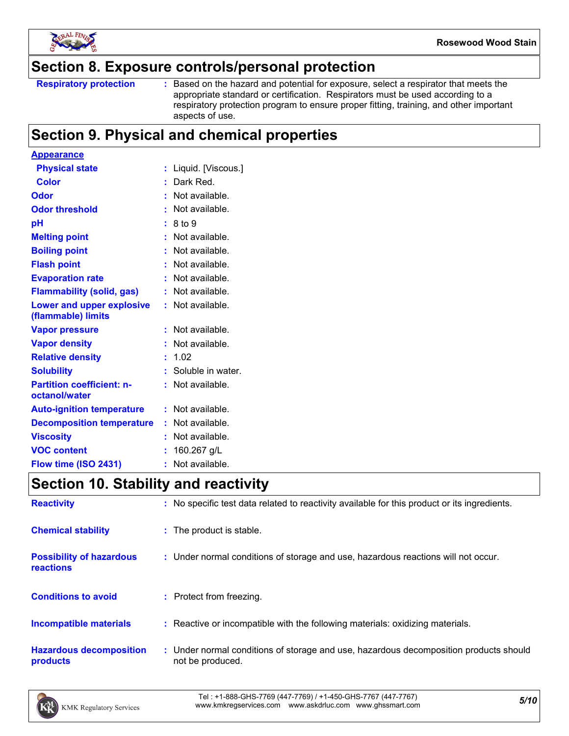## Section 8. Exposure controls/personal protection

| | |
|---|---|
| **Respiratory protection** | : Based on the hazard and potential for exposure, select a respirator that meets the appropriate standard or certification. Respirators must be used according to a respiratory protection program to ensure proper fitting, training, and other important aspects of use. |

## Section 9. Physical and chemical properties

**Appearance**

| | |
|---|---|
| **Physical state** | : Liquid. [Viscous.] |
| **Color** | : Dark Red. |
| **Odor** | : Not available. |
| **Odor threshold** | : Not available. |
| **pH** | : 8 to 9 |
| **Melting point** | : Not available. |
| **Boiling point** | : Not available. |
| **Flash point** | : Not available. |
| **Evaporation rate** | : Not available. |
| **Flammability (solid, gas)** | : Not available. |
| **Lower and upper explosive (flammable) limits** | : Not available. |
| **Vapor pressure** | : Not available. |
| **Vapor density** | : Not available. |
| **Relative density** | : 1.02 |
| **Solubility** | : Soluble in water. |
| **Partition coefficient: n-octanol/water** | : Not available. |
| **Auto-ignition temperature** | : Not available. |
| **Decomposition temperature** | : Not available. |
| **Viscosity** | : Not available. |
| **VOC content** | : 160.267 g/L |
| **Flow time (ISO 2431)** | : Not available. |

## Section 10. Stability and reactivity

| | |
|---|---|
| **Reactivity** | : No specific test data related to reactivity available for this product or its ingredients. |
| **Chemical stability** | : The product is stable. |
| **Possibility of hazardous reactions** | : Under normal conditions of storage and use, hazardous reactions will not occur. |
| **Conditions to avoid** | : Protect from freezing. |
| **Incompatible materials** | : Reactive or incompatible with the following materials: oxidizing materials. |
| **Hazardous decomposition products** | : Under normal conditions of storage and use, hazardous decomposition products should not be produced. |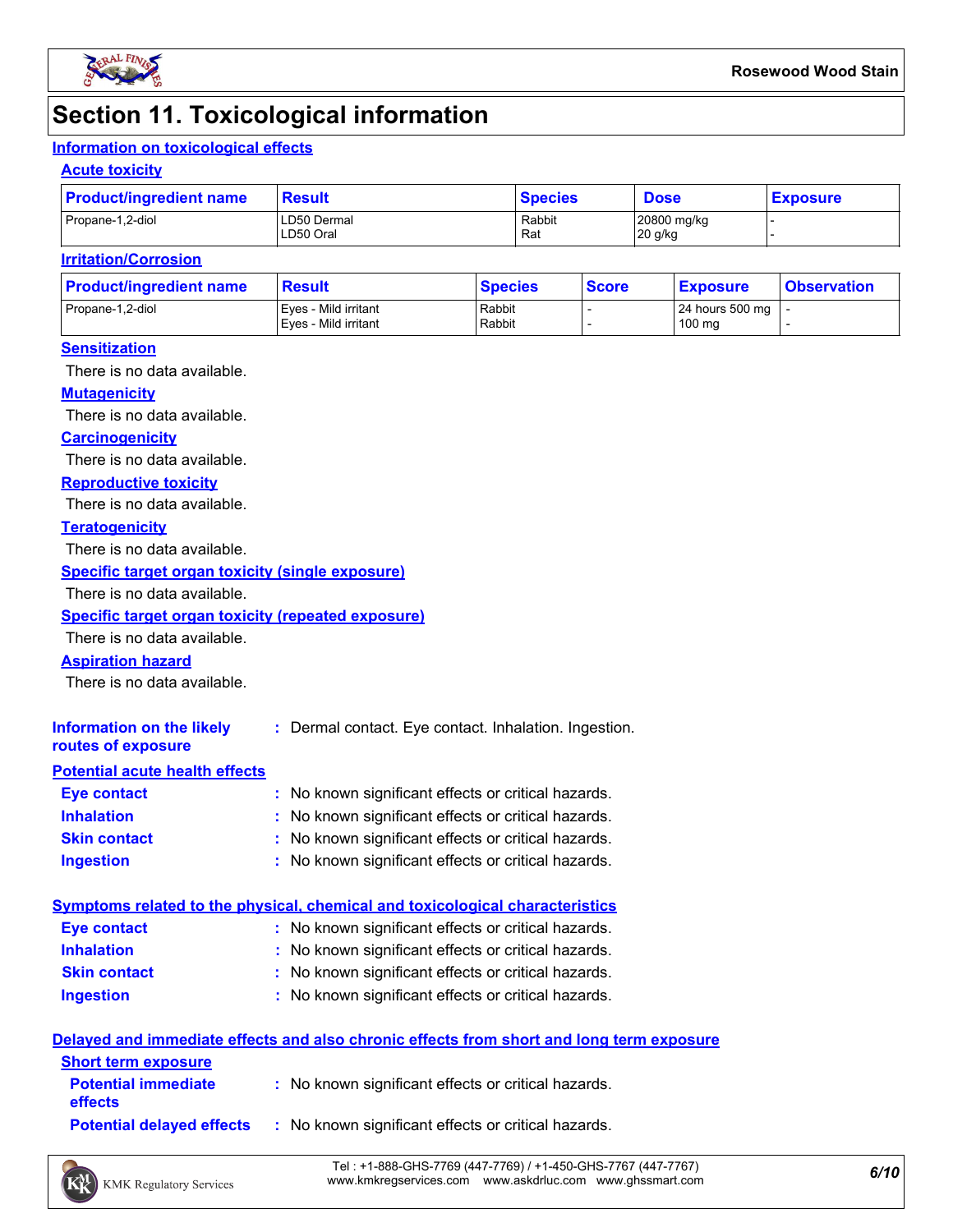# Section 11. Toxicological information

## Information on toxicological effects

### Acute toxicity

| Product/ingredient name | Result | Species | Dose | Exposure |
|---|---|---|---|---|
| Propane-1,2-diol | LD50 Dermal<br>LD50 Oral | Rabbit<br>Rat | 20800 mg/kg<br>20 g/kg | -<br>- |

### Irritation/Corrosion

| Product/ingredient name | Result | Species | Score | Exposure | Observation |
|---|---|---|---|---|---|
| Propane-1,2-diol | Eyes - Mild irritant<br>Eyes - Mild irritant | Rabbit<br>Rabbit | -<br>- | 24 hours 500 mg<br>100 mg | -<br>- |

### Sensitization

There is no data available.

### Mutagenicity

There is no data available.

### Carcinogenicity

There is no data available.

### Reproductive toxicity

There is no data available.

### Teratogenicity

There is no data available.

### Specific target organ toxicity (single exposure)

There is no data available.

### Specific target organ toxicity (repeated exposure)

There is no data available.

### Aspiration hazard

There is no data available.

**Information on the likely routes of exposure** : Dermal contact. Eye contact. Inhalation. Ingestion.

## Potential acute health effects

**Eye contact** : No known significant effects or critical hazards.

**Inhalation** : No known significant effects or critical hazards.

**Skin contact** : No known significant effects or critical hazards.

**Ingestion** : No known significant effects or critical hazards.

## Symptoms related to the physical, chemical and toxicological characteristics

**Eye contact** : No known significant effects or critical hazards.

**Inhalation** : No known significant effects or critical hazards.

**Skin contact** : No known significant effects or critical hazards.

**Ingestion** : No known significant effects or critical hazards.

## Delayed and immediate effects and also chronic effects from short and long term exposure

### Short term exposure

**Potential immediate effects** : No known significant effects or critical hazards.

**Potential delayed effects** : No known significant effects or critical hazards.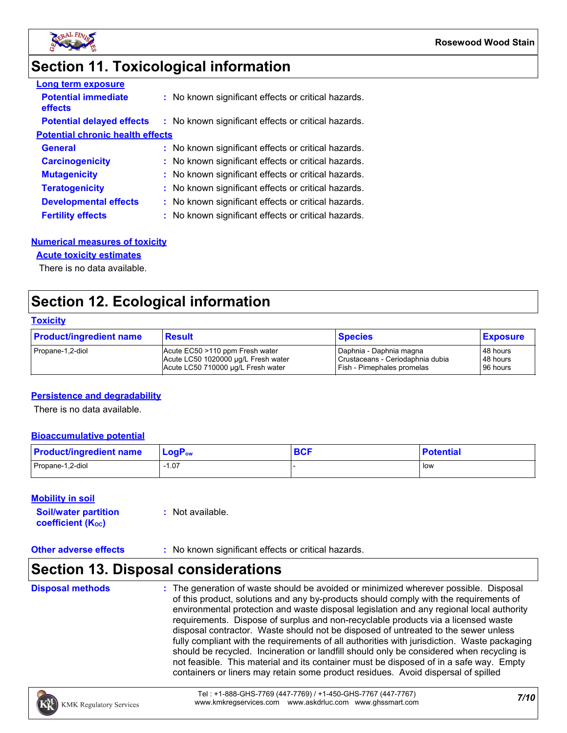# Section 11. Toxicological information

**Long term exposure**

**Potential immediate effects** : No known significant effects or critical hazards.

**Potential delayed effects** : No known significant effects or critical hazards.

**Potential chronic health effects**

**General** : No known significant effects or critical hazards.

**Carcinogenicity** : No known significant effects or critical hazards.

**Mutagenicity** : No known significant effects or critical hazards.

**Teratogenicity** : No known significant effects or critical hazards.

**Developmental effects** : No known significant effects or critical hazards.

**Fertility effects** : No known significant effects or critical hazards.

**Numerical measures of toxicity**

**Acute toxicity estimates**

There is no data available.

# Section 12. Ecological information

**Toxicity**

| Product/ingredient name | Result | Species | Exposure |
|---|---|---|---|
| Propane-1,2-diol | Acute EC50 >110 ppm Fresh water<br>Acute LC50 1020000 µg/L Fresh water<br>Acute LC50 710000 µg/L Fresh water | Daphnia - Daphnia magna<br>Crustaceans - Ceriodaphnia dubia<br>Fish - Pimephales promelas | 48 hours<br>48 hours<br>96 hours |

**Persistence and degradability**

There is no data available.

**Bioaccumulative potential**

| Product/ingredient name | $LogP_{ow}$ | BCF | Potential |
|---|---|---|---|
| Propane-1,2-diol | -1.07 | - | low |

**Mobility in soil**

**Soil/water partition coefficient ($K_{OC}$)** : Not available.

**Other adverse effects** : No known significant effects or critical hazards.

# Section 13. Disposal considerations

**Disposal methods** : The generation of waste should be avoided or minimized wherever possible. Disposal of this product, solutions and any by-products should comply with the requirements of environmental protection and waste disposal legislation and any regional local authority requirements. Dispose of surplus and non-recyclable products via a licensed waste disposal contractor. Waste should not be disposed of untreated to the sewer unless fully compliant with the requirements of all authorities with jurisdiction. Waste packaging should be recycled. Incineration or landfill should only be considered when recycling is not feasible. This material and its container must be disposed of in a safe way. Empty containers or liners may retain some product residues. Avoid dispersal of spilled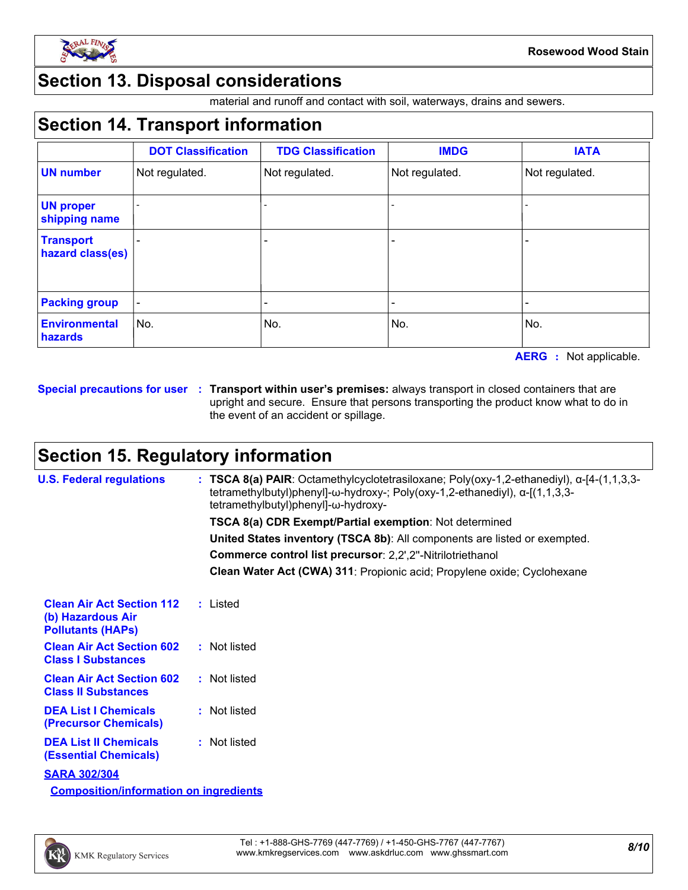## Section 13. Disposal considerations

material and runoff and contact with soil, waterways, drains and sewers.

## Section 14. Transport information

| | DOT Classification | TDG Classification | IMDG | IATA |
|---|---|---|---|---|
| **UN number** | Not regulated. | Not regulated. | Not regulated. | Not regulated. |
| **UN proper shipping name** | - | - | - | - |
| **Transport hazard class(es)** | - | - | - | - |
| **Packing group** | - | - | - | - |
| **Environmental hazards** | No. | No. | No. | No. |

**AERG :** Not applicable.

**Special precautions for user :** **Transport within user's premises:** always transport in closed containers that are upright and secure. Ensure that persons transporting the product know what to do in the event of an accident or spillage.

## Section 15. Regulatory information

**U.S. Federal regulations :** **TSCA 8(a) PAIR**: Octamethylcyclotetrasiloxane; Poly(oxy-1,2-ethanediyl), α-[4-(1,1,3,3-tetramethylbutyl)phenyl]-ω-hydroxy-; Poly(oxy-1,2-ethanediyl), α-[(1,1,3,3-tetramethylbutyl)phenyl]-ω-hydroxy-

**TSCA 8(a) CDR Exempt/Partial exemption**: Not determined

**United States inventory (TSCA 8b)**: All components are listed or exempted.

**Commerce control list precursor**: 2,2',2''-Nitrilotriethanol

**Clean Water Act (CWA) 311**: Propionic acid; Propylene oxide; Cyclohexane

**Clean Air Act Section 112 (b) Hazardous Air Pollutants (HAPs) :** Listed

**Clean Air Act Section 602 Class I Substances :** Not listed

**Clean Air Act Section 602 Class II Substances :** Not listed

**DEA List I Chemicals (Precursor Chemicals) :** Not listed

**DEA List II Chemicals (Essential Chemicals) :** Not listed

**SARA 302/304**

**Composition/information on ingredients**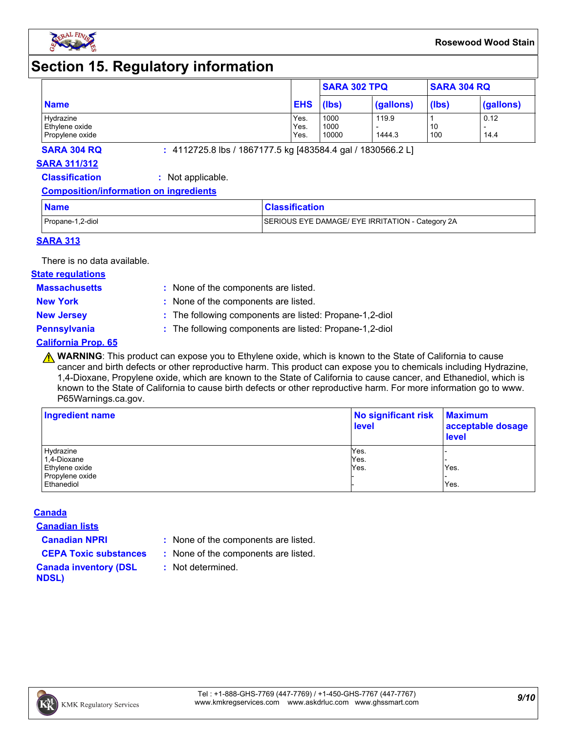# Section 15. Regulatory information

| Name | EHS | SARA 302 TPQ | | SARA 304 RQ | |
|---|---|---|---|---|---|
| | | (lbs) | (gallons) | (lbs) | (gallons) |
| Hydrazine | Yes. | 1000 | 119.9 | 1 | 0.12 |
| Ethylene oxide | Yes. | 1000 | - | 10 | - |
| Propylene oxide | Yes. | 10000 | 1444.3 | 100 | 14.4 |

**SARA 304 RQ** : 4112725.8 lbs / 1867177.5 kg [483584.4 gal / 1830566.2 L]

**SARA 311/312**

**Classification** : Not applicable.

**Composition/information on ingredients**

| Name | Classification |
|---|---|
| Propane-1,2-diol | SERIOUS EYE DAMAGE/ EYE IRRITATION - Category 2A |

**SARA 313**

There is no data available.

**State regulations**

**Massachusetts** : None of the components are listed.

**New York** : None of the components are listed.

**New Jersey** : The following components are listed: Propane-1,2-diol

**Pennsylvania** : The following components are listed: Propane-1,2-diol

**California Prop. 65**

⚠ **WARNING**: This product can expose you to Ethylene oxide, which is known to the State of California to cause cancer and birth defects or other reproductive harm. This product can expose you to chemicals including Hydrazine, 1,4-Dioxane, Propylene oxide, which are known to the State of California to cause cancer, and Ethanediol, which is known to the State of California to cause birth defects or other reproductive harm. For more information go to www.P65Warnings.ca.gov.

| Ingredient name | No significant risk level | Maximum acceptable dosage level |
|---|---|---|
| Hydrazine | Yes. | - |
| 1,4-Dioxane | Yes. | - |
| Ethylene oxide | Yes. | Yes. |
| Propylene oxide | - | - |
| Ethanediol | - | Yes. |

**Canada**

**Canadian lists**

**Canadian NPRI** : None of the components are listed.

**CEPA Toxic substances** : None of the components are listed.

**Canada inventory (DSL NDSL)** : Not determined.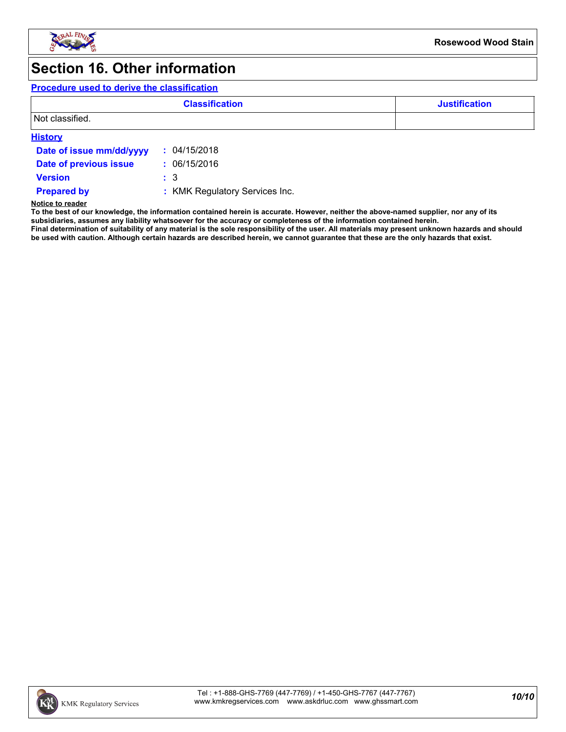# Section 16. Other information

**Procedure used to derive the classification**

| Classification | Justification |
| --- | --- |
| Not classified. | |

**History**

**Date of issue mm/dd/yyyy** : 04/15/2018

**Date of previous issue** : 06/15/2016

**Version** : 3

**Prepared by** : KMK Regulatory Services Inc.

**Notice to reader**

**To the best of our knowledge, the information contained herein is accurate. However, neither the above-named supplier, nor any of its subsidiaries, assumes any liability whatsoever for the accuracy or completeness of the information contained herein.**
**Final determination of suitability of any material is the sole responsibility of the user. All materials may present unknown hazards and should be used with caution. Although certain hazards are described herein, we cannot guarantee that these are the only hazards that exist.**